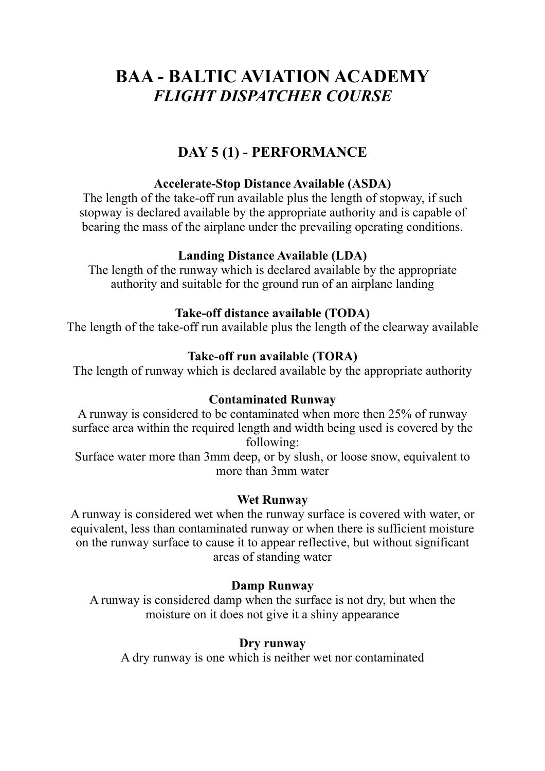# BAA - BALTIC AVIATION ACADEMY
# *FLIGHT DISPATCHER COURSE*

## DAY 5 (1) - PERFORMANCE

**Accelerate-Stop Distance Available (ASDA)**

The length of the take-off run available plus the length of stopway, if such stopway is declared available by the appropriate authority and is capable of bearing the mass of the airplane under the prevailing operating conditions.

**Landing Distance Available (LDA)**

The length of the runway which is declared available by the appropriate authority and suitable for the ground run of an airplane landing

**Take-off distance available (TODA)**

The length of the take-off run available plus the length of the clearway available

**Take-off run available (TORA)**

The length of runway which is declared available by the appropriate authority

**Contaminated Runway**

A runway is considered to be contaminated when more then 25% of runway surface area within the required length and width being used is covered by the following:

Surface water more than 3mm deep, or by slush, or loose snow, equivalent to more than 3mm water

**Wet Runway**

A runway is considered wet when the runway surface is covered with water, or equivalent, less than contaminated runway or when there is sufficient moisture on the runway surface to cause it to appear reflective, but without significant areas of standing water

**Damp Runway**

A runway is considered damp when the surface is not dry, but when the moisture on it does not give it a shiny appearance

**Dry runway**

A dry runway is one which is neither wet nor contaminated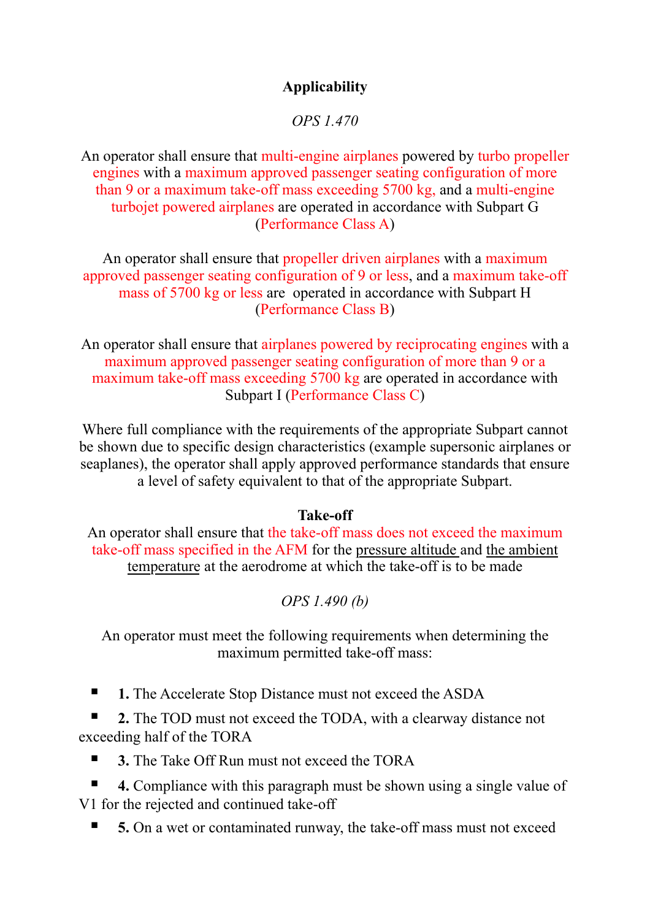## Applicability

*OPS 1.470*

An operator shall ensure that multi-engine airplanes powered by turbo propeller engines with a maximum approved passenger seating configuration of more than 9 or a maximum take-off mass exceeding 5700 kg, and a multi-engine turbojet powered airplanes are operated in accordance with Subpart G (Performance Class A)

An operator shall ensure that propeller driven airplanes with a maximum approved passenger seating configuration of 9 or less, and a maximum take-off mass of 5700 kg or less are operated in accordance with Subpart H (Performance Class B)

An operator shall ensure that airplanes powered by reciprocating engines with a maximum approved passenger seating configuration of more than 9 or a maximum take-off mass exceeding 5700 kg are operated in accordance with Subpart I (Performance Class C)

Where full compliance with the requirements of the appropriate Subpart cannot be shown due to specific design characteristics (example supersonic airplanes or seaplanes), the operator shall apply approved performance standards that ensure a level of safety equivalent to that of the appropriate Subpart.

## Take-off

An operator shall ensure that the take-off mass does not exceed the maximum take-off mass specified in the AFM for the pressure altitude and the ambient temperature at the aerodrome at which the take-off is to be made

*OPS 1.490 (b)*

An operator must meet the following requirements when determining the maximum permitted take-off mass:

- **1.** The Accelerate Stop Distance must not exceed the ASDA
- **2.** The TOD must not exceed the TODA, with a clearway distance not exceeding half of the TORA
- **3.** The Take Off Run must not exceed the TORA
- **4.** Compliance with this paragraph must be shown using a single value of V1 for the rejected and continued take-off
- **5.** On a wet or contaminated runway, the take-off mass must not exceed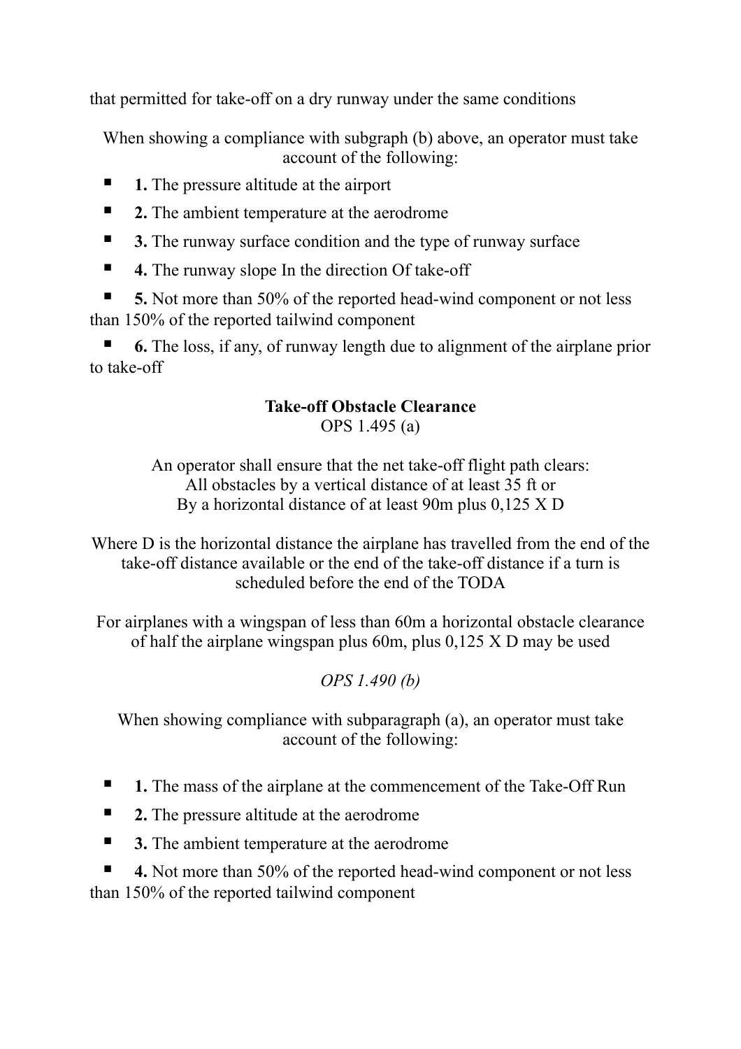that permitted for take-off on a dry runway under the same conditions

When showing a compliance with subgraph (b) above, an operator must take account of the following:

- **1.** The pressure altitude at the airport
- **2.** The ambient temperature at the aerodrome
- **3.** The runway surface condition and the type of runway surface
- **4.** The runway slope In the direction Of take-off
- **5.** Not more than 50% of the reported head-wind component or not less than 150% of the reported tailwind component
- **6.** The loss, if any, of runway length due to alignment of the airplane prior to take-off

**Take-off Obstacle Clearance**

OPS 1.495 (a)

An operator shall ensure that the net take-off flight path clears:
All obstacles by a vertical distance of at least 35 ft or
By a horizontal distance of at least 90m plus 0,125 X D

Where D is the horizontal distance the airplane has travelled from the end of the take-off distance available or the end of the take-off distance if a turn is scheduled before the end of the TODA

For airplanes with a wingspan of less than 60m a horizontal obstacle clearance of half the airplane wingspan plus 60m, plus 0,125 X D may be used

*OPS 1.490 (b)*

When showing compliance with subparagraph (a), an operator must take account of the following:

- **1.** The mass of the airplane at the commencement of the Take-Off Run
- **2.** The pressure altitude at the aerodrome
- **3.** The ambient temperature at the aerodrome
- **4.** Not more than 50% of the reported head-wind component or not less than 150% of the reported tailwind component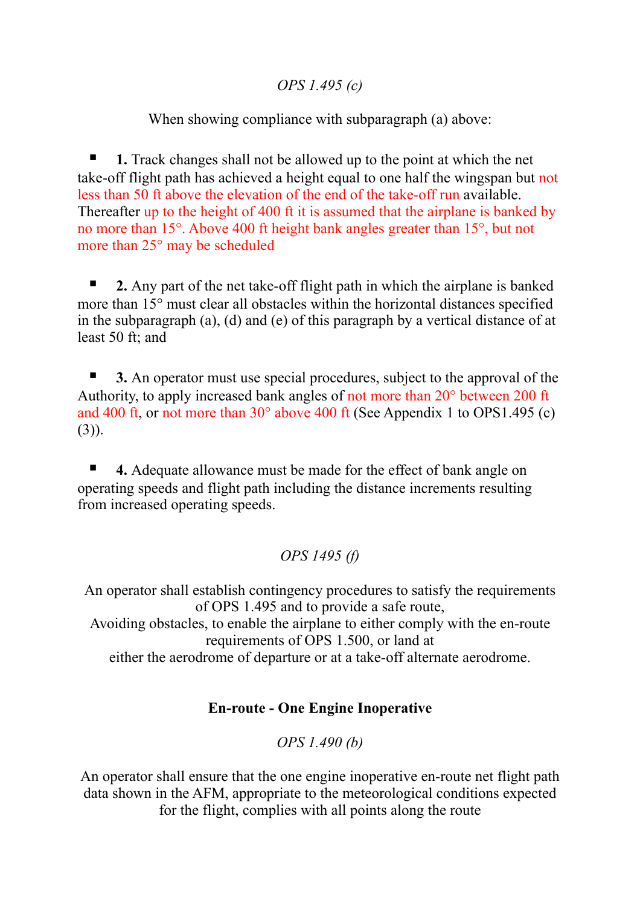*OPS 1.495 (c)*

When showing compliance with subparagraph (a) above:

- **1.** Track changes shall not be allowed up to the point at which the net take-off flight path has achieved a height equal to one half the wingspan but not less than 50 ft above the elevation of the end of the take-off run available. Thereafter up to the height of 400 ft it is assumed that the airplane is banked by no more than 15°. Above 400 ft height bank angles greater than 15°, but not more than 25° may be scheduled

- **2.** Any part of the net take-off flight path in which the airplane is banked more than 15° must clear all obstacles within the horizontal distances specified in the subparagraph (a), (d) and (e) of this paragraph by a vertical distance of at least 50 ft; and

- **3.** An operator must use special procedures, subject to the approval of the Authority, to apply increased bank angles of not more than 20° between 200 ft and 400 ft, or not more than 30° above 400 ft (See Appendix 1 to OPS1.495 (c)(3)).

- **4.** Adequate allowance must be made for the effect of bank angle on operating speeds and flight path including the distance increments resulting from increased operating speeds.

*OPS 1495 (f)*

An operator shall establish contingency procedures to satisfy the requirements of OPS 1.495 and to provide a safe route,
Avoiding obstacles, to enable the airplane to either comply with the en-route requirements of OPS 1.500, or land at
either the aerodrome of departure or at a take-off alternate aerodrome.

**En-route - One Engine Inoperative**

*OPS 1.490 (b)*

An operator shall ensure that the one engine inoperative en-route net flight path data shown in the AFM, appropriate to the meteorological conditions expected for the flight, complies with all points along the route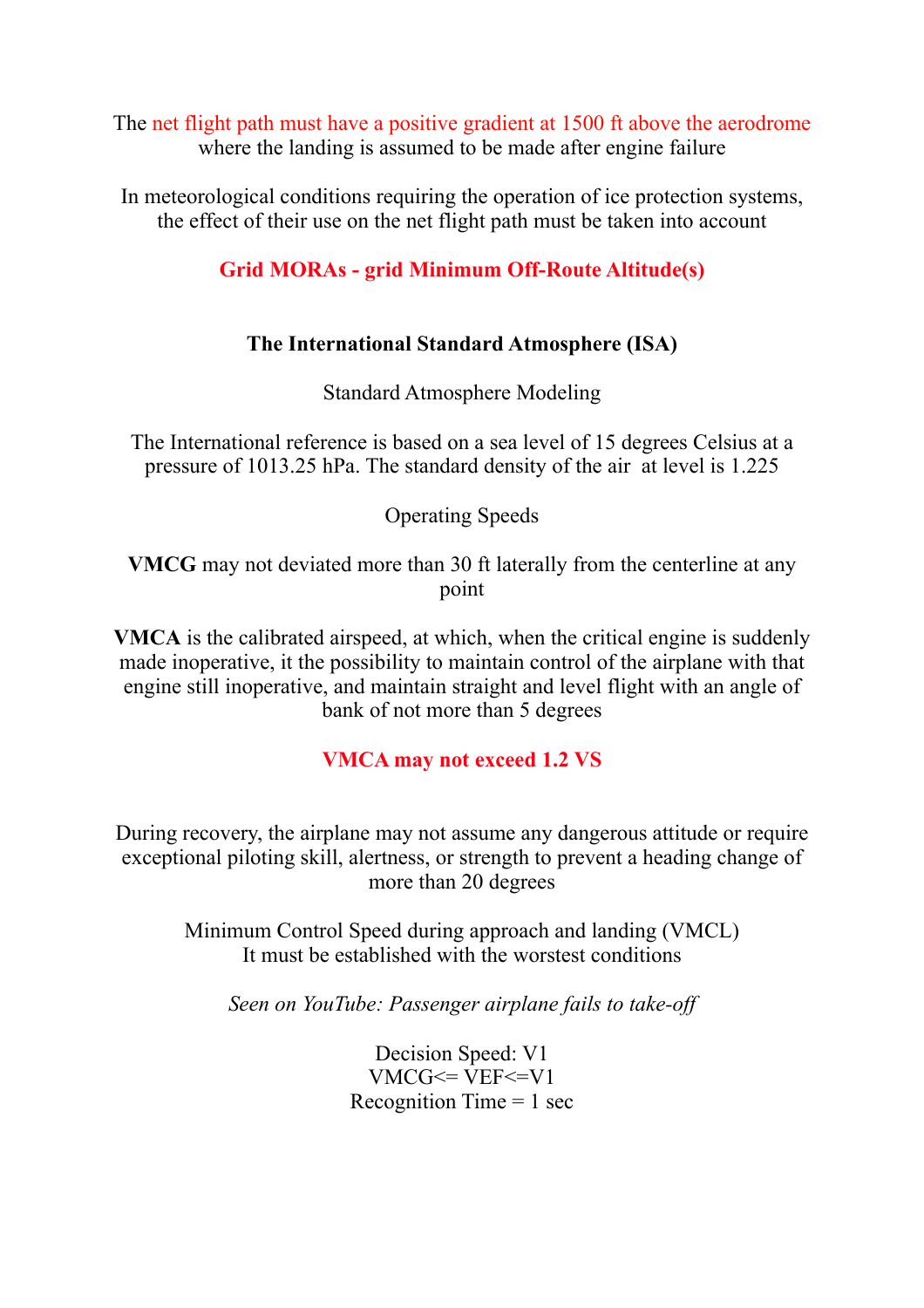The net flight path must have a positive gradient at 1500 ft above the aerodrome where the landing is assumed to be made after engine failure

In meteorological conditions requiring the operation of ice protection systems, the effect of their use on the net flight path must be taken into account

**Grid MORAs - grid Minimum Off-Route Altitude(s)**

**The International Standard Atmosphere (ISA)**

Standard Atmosphere Modeling

The International reference is based on a sea level of 15 degrees Celsius at a pressure of 1013.25 hPa. The standard density of the air  at level is 1.225

Operating Speeds

**VMCG** may not deviated more than 30 ft laterally from the centerline at any point

**VMCA** is the calibrated airspeed, at which, when the critical engine is suddenly made inoperative, it the possibility to maintain control of the airplane with that engine still inoperative, and maintain straight and level flight with an angle of bank of not more than 5 degrees

**VMCA may not exceed 1.2 VS**

During recovery, the airplane may not assume any dangerous attitude or require exceptional piloting skill, alertness, or strength to prevent a heading change of more than 20 degrees

Minimum Control Speed during approach and landing (VMCL)
It must be established with the worstest conditions

*Seen on YouTube: Passenger airplane fails to take-off*

Decision Speed: V1
VMCG<= VEF<=V1
Recognition Time = 1 sec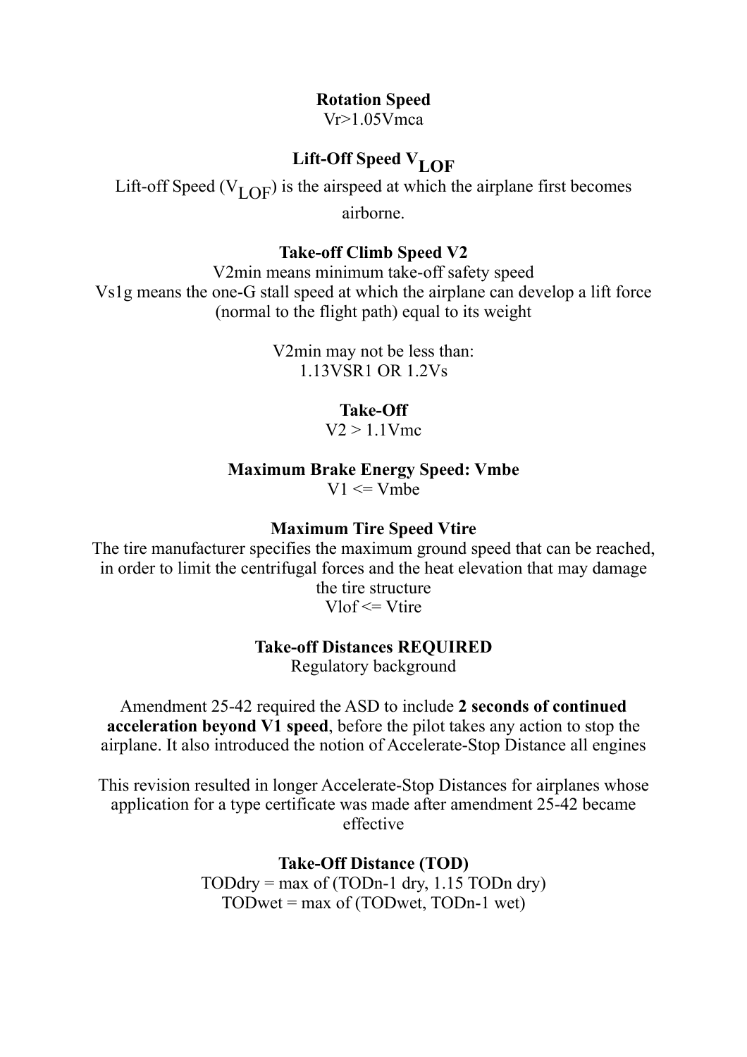**Rotation Speed**

$V_r > 1.05 V_{mca}$

**Lift-Off Speed $V_{LOF}$**

Lift-off Speed ($V_{LOF}$) is the airspeed at which the airplane first becomes airborne.

**Take-off Climb Speed V2**

V2min means minimum take-off safety speed

Vs1g means the one-G stall speed at which the airplane can develop a lift force (normal to the flight path) equal to its weight

V2min may not be less than:

$1.13 V_{SR1}$ OR $1.2 V_s$

**Take-Off**

$V_2 > 1.1 V_{mc}$

**Maximum Brake Energy Speed: Vmbe**

$V_1 \le V_{mbe}$

**Maximum Tire Speed Vtire**

The tire manufacturer specifies the maximum ground speed that can be reached, in order to limit the centrifugal forces and the heat elevation that may damage the tire structure

$V_{lof} \le V_{tire}$

**Take-off Distances REQUIRED**

Regulatory background

Amendment 25-42 required the ASD to include **2 seconds of continued acceleration beyond V1 speed**, before the pilot takes any action to stop the airplane. It also introduced the notion of Accelerate-Stop Distance all engines

This revision resulted in longer Accelerate-Stop Distances for airplanes whose application for a type certificate was made after amendment 25-42 became effective

**Take-Off Distance (TOD)**

$TOD_{dry} = \max$ of $(TOD_{n-1\ dry}, 1.15\ TOD_{n\ dry})$

$TOD_{wet} = \max$ of $(TOD_{wet}, TOD_{n-1\ wet})$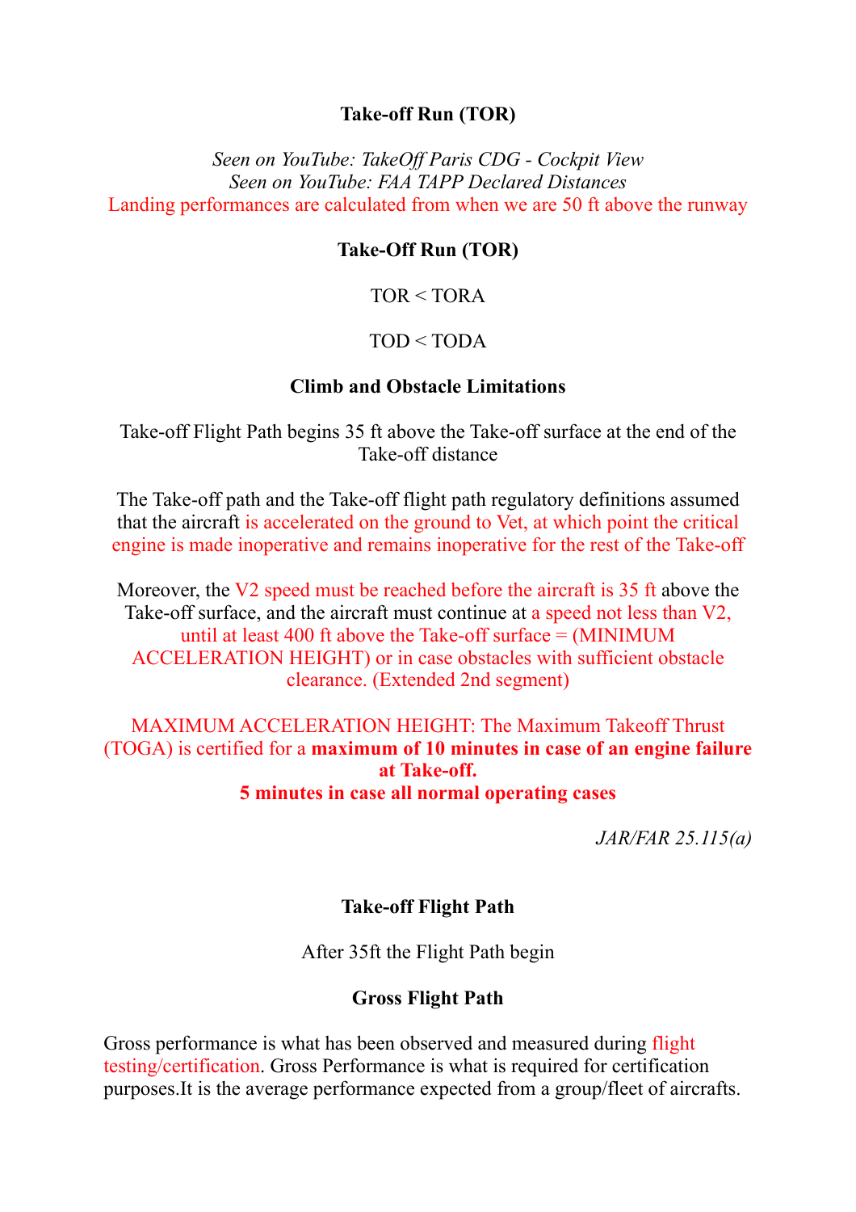**Take-off Run (TOR)**

*Seen on YouTube: TakeOff Paris CDG - Cockpit View*
*Seen on YouTube: FAA TAPP Declared Distances*
Landing performances are calculated from when we are 50 ft above the runway

**Take-Off Run (TOR)**

TOR < TORA

TOD < TODA

**Climb and Obstacle Limitations**

Take-off Flight Path begins 35 ft above the Take-off surface at the end of the Take-off distance

The Take-off path and the Take-off flight path regulatory definitions assumed that the aircraft is accelerated on the ground to Vet, at which point the critical engine is made inoperative and remains inoperative for the rest of the Take-off

Moreover, the V2 speed must be reached before the aircraft is 35 ft above the Take-off surface, and the aircraft must continue at a speed not less than V2, until at least 400 ft above the Take-off surface = (MINIMUM ACCELERATION HEIGHT) or in case obstacles with sufficient obstacle clearance. (Extended 2nd segment)

MAXIMUM ACCELERATION HEIGHT: The Maximum Takeoff Thrust (TOGA) is certified for a **maximum of 10 minutes in case of an engine failure at Take-off.**
**5 minutes in case all normal operating cases**

*JAR/FAR 25.115(a)*

**Take-off Flight Path**

After 35ft the Flight Path begin

**Gross Flight Path**

Gross performance is what has been observed and measured during flight testing/certification. Gross Performance is what is required for certification purposes.It is the average performance expected from a group/fleet of aircrafts.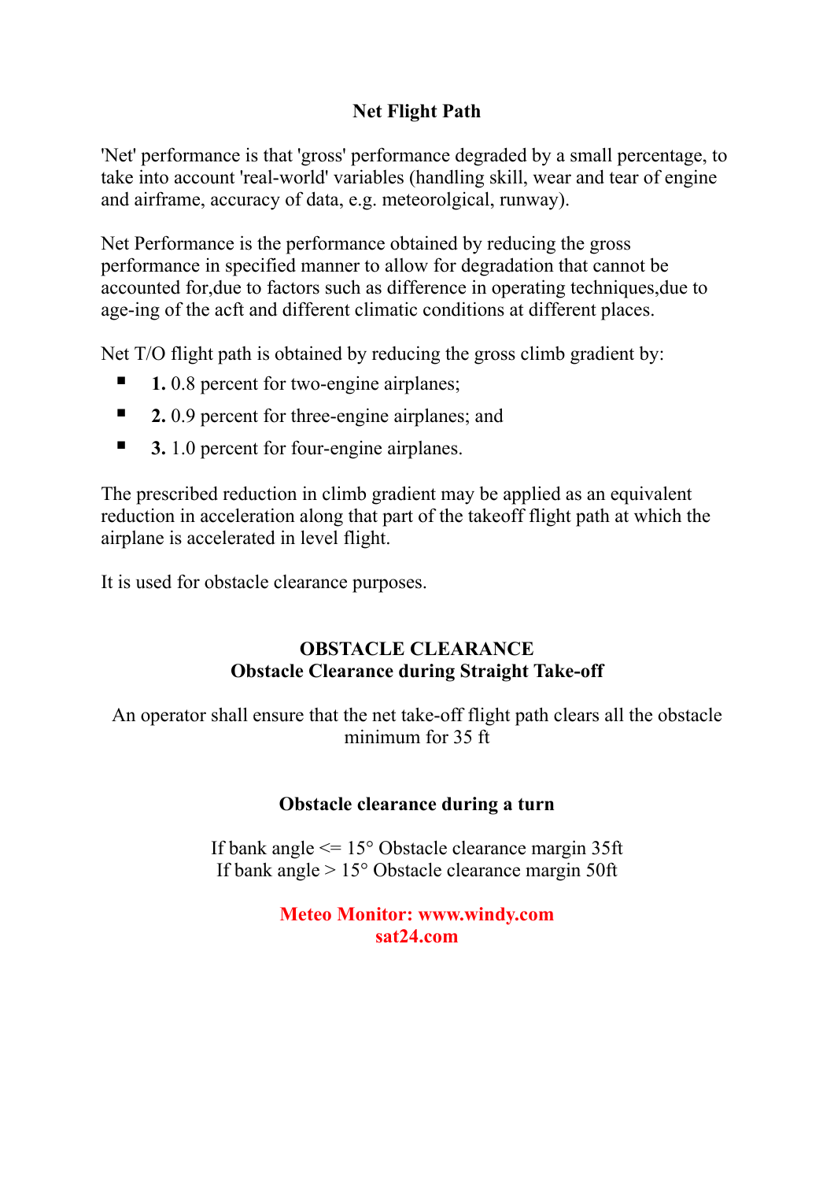## Net Flight Path

'Net' performance is that 'gross' performance degraded by a small percentage, to take into account 'real-world' variables (handling skill, wear and tear of engine and airframe, accuracy of data, e.g. meteorolgical, runway).

Net Performance is the performance obtained by reducing the gross performance in specified manner to allow for degradation that cannot be accounted for,due to factors such as difference in operating techniques,due to age-ing of the acft and different climatic conditions at different places.

Net T/O flight path is obtained by reducing the gross climb gradient by:

- **1.** 0.8 percent for two-engine airplanes;
- **2.** 0.9 percent for three-engine airplanes; and
- **3.** 1.0 percent for four-engine airplanes.

The prescribed reduction in climb gradient may be applied as an equivalent reduction in acceleration along that part of the takeoff flight path at which the airplane is accelerated in level flight.

It is used for obstacle clearance purposes.

## OBSTACLE CLEARANCE
### Obstacle Clearance during Straight Take-off

An operator shall ensure that the net take-off flight path clears all the obstacle minimum for 35 ft

### Obstacle clearance during a turn

If bank angle <= 15° Obstacle clearance margin 35ft
If bank angle > 15° Obstacle clearance margin 50ft

**Meteo Monitor: www.windy.com**
**sat24.com**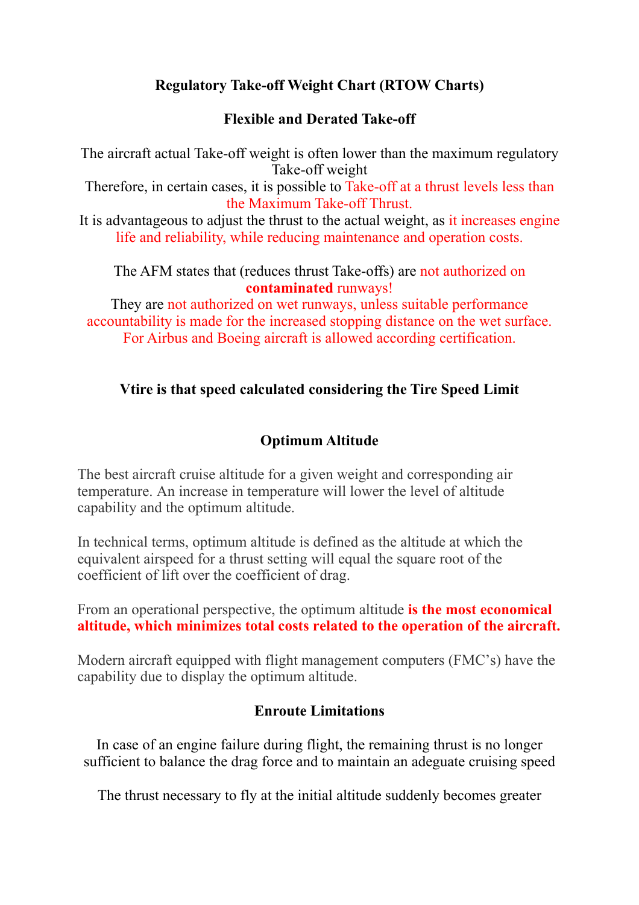**Regulatory Take-off Weight Chart (RTOW Charts)**

**Flexible and Derated Take-off**

The aircraft actual Take-off weight is often lower than the maximum regulatory Take-off weight
Therefore, in certain cases, it is possible to Take-off at a thrust levels less than the Maximum Take-off Thrust.
It is advantageous to adjust the thrust to the actual weight, as it increases engine life and reliability, while reducing maintenance and operation costs.

The AFM states that (reduces thrust Take-offs) are not authorized on **contaminated** runways!
They are not authorized on wet runways, unless suitable performance accountability is made for the increased stopping distance on the wet surface. For Airbus and Boeing aircraft is allowed according certification.

**Vtire is that speed calculated considering the Tire Speed Limit**

**Optimum Altitude**

The best aircraft cruise altitude for a given weight and corresponding air temperature. An increase in temperature will lower the level of altitude capability and the optimum altitude.

In technical terms, optimum altitude is defined as the altitude at which the equivalent airspeed for a thrust setting will equal the square root of the coefficient of lift over the coefficient of drag.

From an operational perspective, the optimum altitude **is the most economical altitude, which minimizes total costs related to the operation of the aircraft.**

Modern aircraft equipped with flight management computers (FMC's) have the capability due to display the optimum altitude.

**Enroute Limitations**

In case of an engine failure during flight, the remaining thrust is no longer sufficient to balance the drag force and to maintain an adeguate cruising speed

The thrust necessary to fly at the initial altitude suddenly becomes greater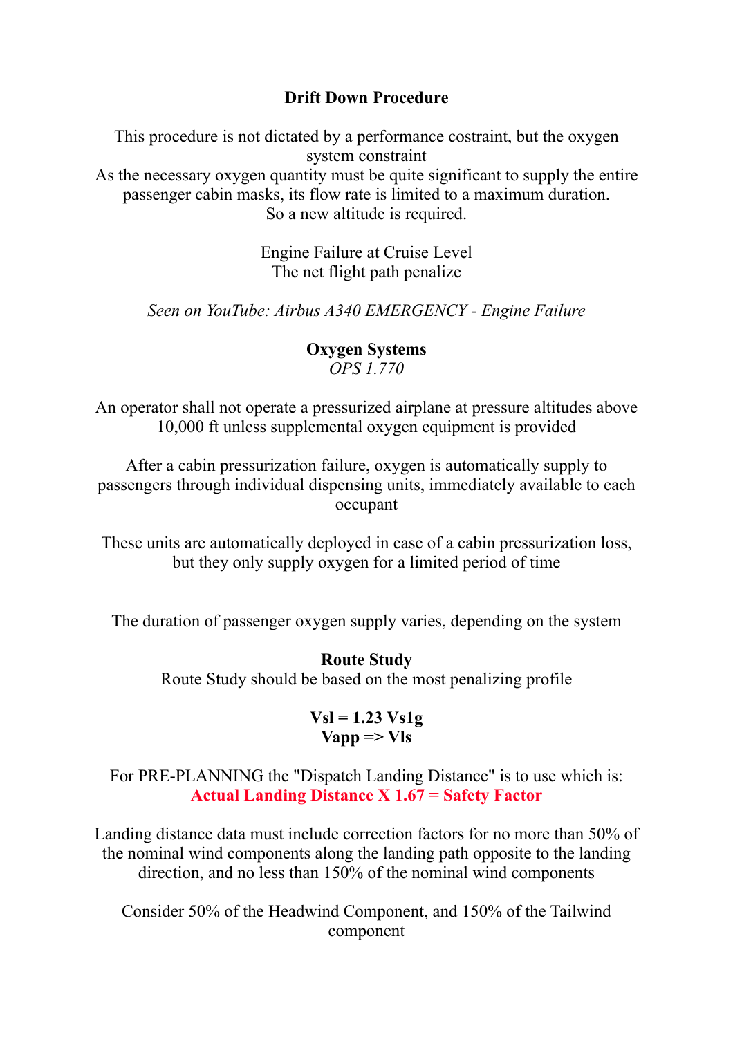**Drift Down Procedure**

This procedure is not dictated by a performance costraint, but the oxygen system constraint
As the necessary oxygen quantity must be quite significant to supply the entire passenger cabin masks, its flow rate is limited to a maximum duration.
So a new altitude is required.

Engine Failure at Cruise Level
The net flight path penalize

*Seen on YouTube: Airbus A340 EMERGENCY - Engine Failure*

**Oxygen Systems**
*OPS 1.770*

An operator shall not operate a pressurized airplane at pressure altitudes above 10,000 ft unless supplemental oxygen equipment is provided

After a cabin pressurization failure, oxygen is automatically supply to passengers through individual dispensing units, immediately available to each occupant

These units are automatically deployed in case of a cabin pressurization loss, but they only supply oxygen for a limited period of time

The duration of passenger oxygen supply varies, depending on the system

**Route Study**
Route Study should be based on the most penalizing profile

**Vsl = 1.23 Vs1g**
**Vapp => Vls**

For PRE-PLANNING the "Dispatch Landing Distance" is to use which is:
**Actual Landing Distance X 1.67 = Safety Factor**

Landing distance data must include correction factors for no more than 50% of the nominal wind components along the landing path opposite to the landing direction, and no less than 150% of the nominal wind components

Consider 50% of the Headwind Component, and 150% of the Tailwind component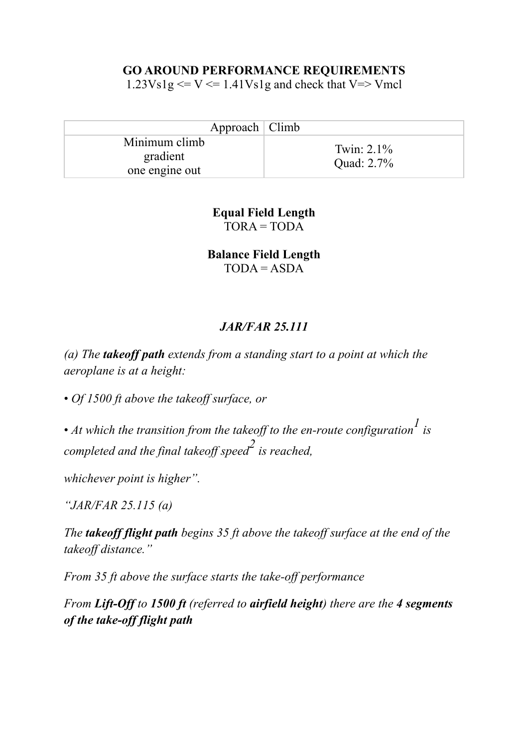**GO AROUND PERFORMANCE REQUIREMENTS**

$1.23V_{s1g} <= V <= 1.41V_{s1g}$ and check that $V => V_{mcl}$

| Approach | Climb |
|---|---|
| Minimum climb gradient one engine out | Twin: 2.1%<br>Quad: 2.7% |

**Equal Field Length**

TORA = TODA

**Balance Field Length**

TODA = ASDA

***JAR/FAR 25.111***

*(a) The **takeoff path** extends from a standing start to a point at which the aeroplane is at a height:*

- *Of 1500 ft above the takeoff surface, or*
- *At which the transition from the takeoff to the en-route configuration[1] is completed and the final takeoff speed[2] is reached,*

*whichever point is higher".*

*"JAR/FAR 25.115 (a)*

*The **takeoff flight path** begins 35 ft above the takeoff surface at the end of the takeoff distance."*

*From 35 ft above the surface starts the take-off performance*

*From **Lift-Off** to **1500 ft** (referred to **airfield height**) there are the **4 segments of the take-off flight path***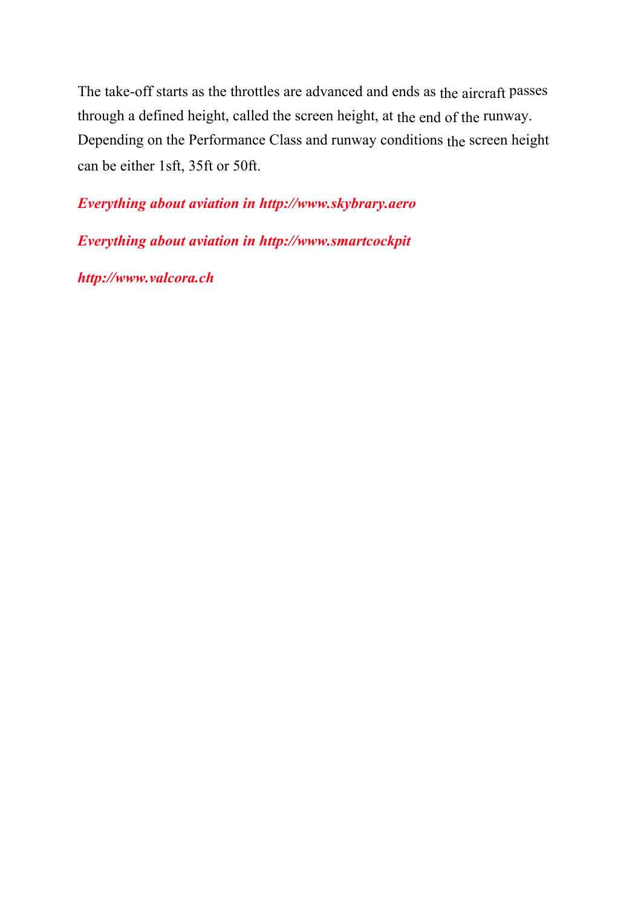The take-off starts as the throttles are advanced and ends as the aircraft passes through a defined height, called the screen height, at the end of the runway. Depending on the Performance Class and runway conditions the screen height can be either 1sft, 35ft or 50ft.

***Everything about aviation in http://www.skybrary.aero***

***Everything about aviation in http://www.smartcockpit***

***http://www.valcora.ch***